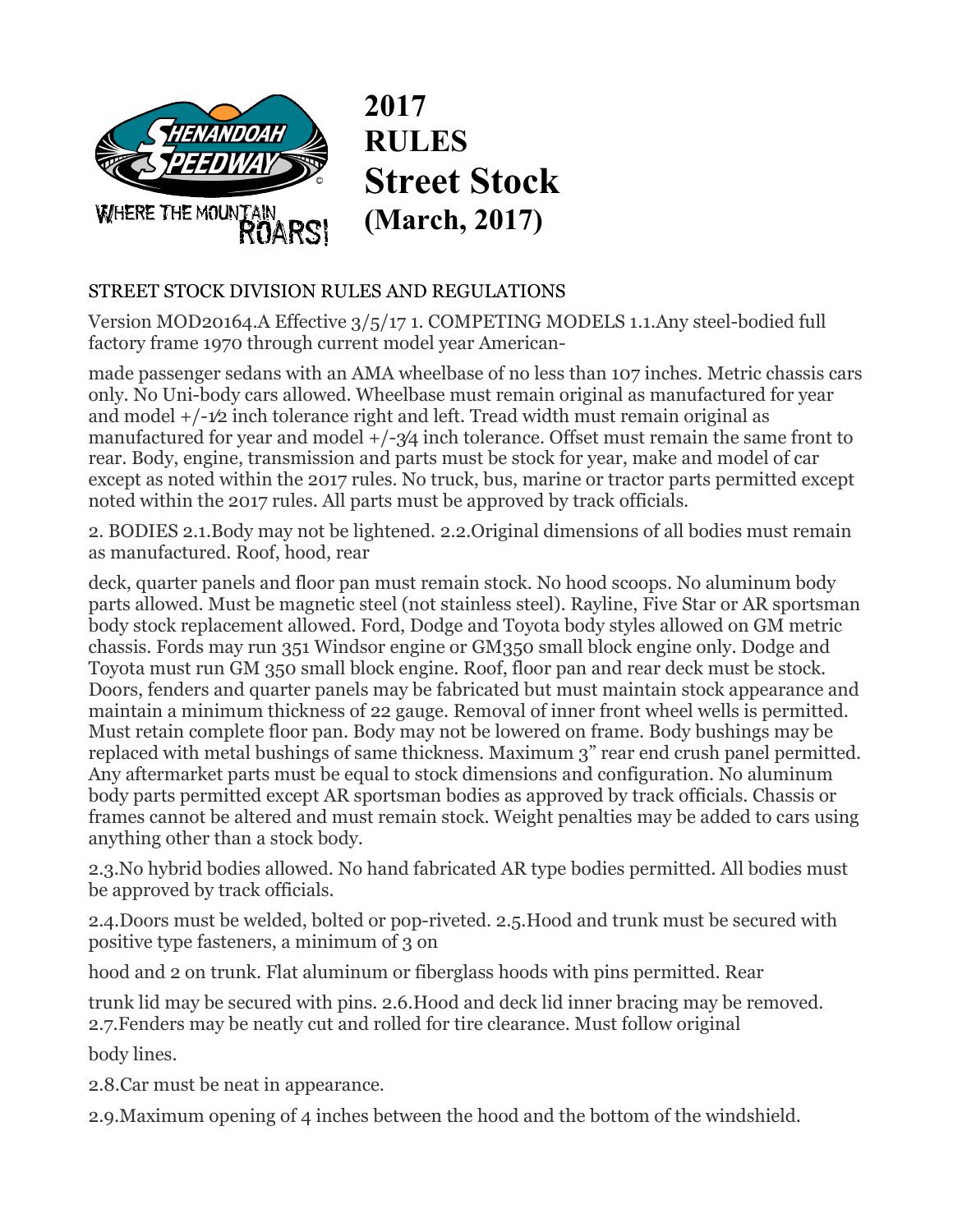# 2017 RULES Street Stock (March, 2017)

## STREET STOCK DIVISION RULES AND REGULATIONS

Version MOD20164.A Effective 3/5/17 1. COMPETING MODELS 1.1.Any steel-bodied full factory frame 1970 through current model year American-made passenger sedans with an AMA wheelbase of no less than 107 inches. Metric chassis cars only. No Uni-body cars allowed. Wheelbase must remain original as manufactured for year and model +/-1⁄2 inch tolerance right and left. Tread width must remain original as manufactured for year and model +/-3⁄4 inch tolerance. Offset must remain the same front to rear. Body, engine, transmission and parts must be stock for year, make and model of car except as noted within the 2017 rules. No truck, bus, marine or tractor parts permitted except noted within the 2017 rules. All parts must be approved by track officials.

2. BODIES 2.1.Body may not be lightened. 2.2.Original dimensions of all bodies must remain as manufactured. Roof, hood, rear deck, quarter panels and floor pan must remain stock. No hood scoops. No aluminum body parts allowed. Must be magnetic steel (not stainless steel). Rayline, Five Star or AR sportsman body stock replacement allowed. Ford, Dodge and Toyota body styles allowed on GM metric chassis. Fords may run 351 Windsor engine or GM350 small block engine only. Dodge and Toyota must run GM 350 small block engine. Roof, floor pan and rear deck must be stock. Doors, fenders and quarter panels may be fabricated but must maintain stock appearance and maintain a minimum thickness of 22 gauge. Removal of inner front wheel wells is permitted. Must retain complete floor pan. Body may not be lowered on frame. Body bushings may be replaced with metal bushings of same thickness. Maximum 3" rear end crush panel permitted. Any aftermarket parts must be equal to stock dimensions and configuration. No aluminum body parts permitted except AR sportsman bodies as approved by track officials. Chassis or frames cannot be altered and must remain stock. Weight penalties may be added to cars using anything other than a stock body.

2.3.No hybrid bodies allowed. No hand fabricated AR type bodies permitted. All bodies must be approved by track officials.

2.4.Doors must be welded, bolted or pop-riveted. 2.5.Hood and trunk must be secured with positive type fasteners, a minimum of 3 on hood and 2 on trunk. Flat aluminum or fiberglass hoods with pins permitted. Rear trunk lid may be secured with pins. 2.6.Hood and deck lid inner bracing may be removed. 2.7.Fenders may be neatly cut and rolled for tire clearance. Must follow original body lines.

2.8.Car must be neat in appearance.

2.9.Maximum opening of 4 inches between the hood and the bottom of the windshield.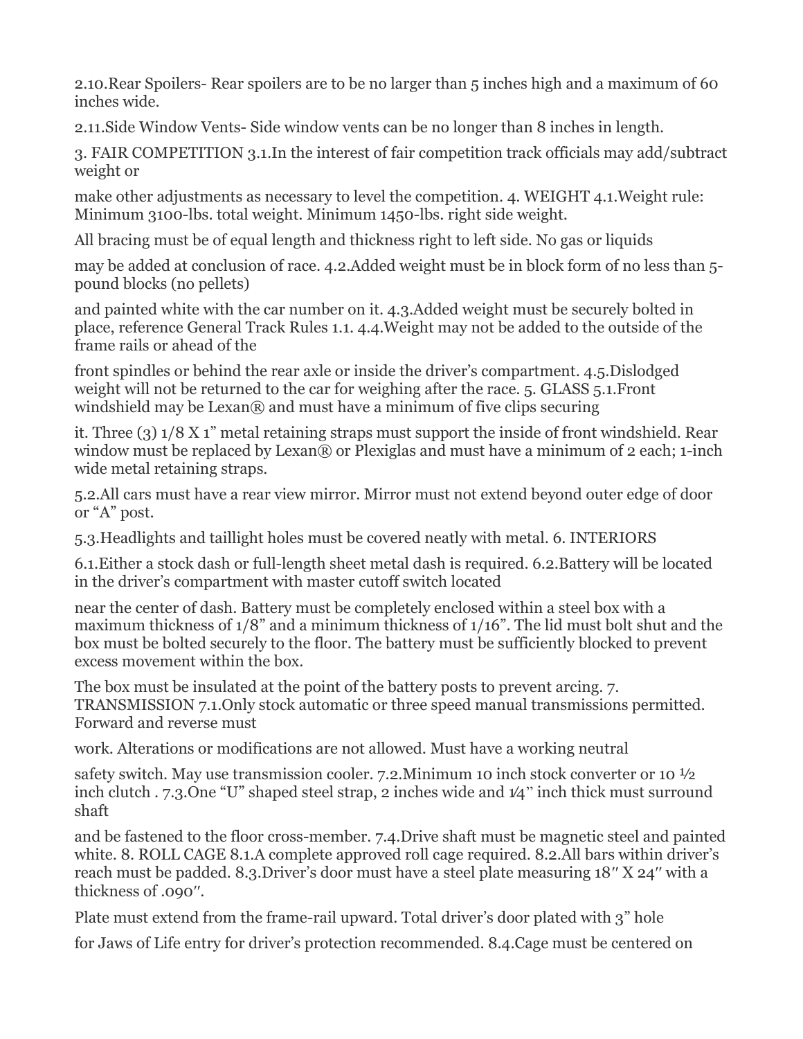2.10.Rear Spoilers- Rear spoilers are to be no larger than 5 inches high and a maximum of 60 inches wide.

2.11.Side Window Vents- Side window vents can be no longer than 8 inches in length.

3. FAIR COMPETITION 3.1.In the interest of fair competition track officials may add/subtract weight or

make other adjustments as necessary to level the competition. 4. WEIGHT 4.1.Weight rule: Minimum 3100-lbs. total weight. Minimum 1450-lbs. right side weight.

All bracing must be of equal length and thickness right to left side. No gas or liquids

may be added at conclusion of race. 4.2.Added weight must be in block form of no less than 5-pound blocks (no pellets)

and painted white with the car number on it. 4.3.Added weight must be securely bolted in place, reference General Track Rules 1.1. 4.4.Weight may not be added to the outside of the frame rails or ahead of the

front spindles or behind the rear axle or inside the driver's compartment. 4.5.Dislodged weight will not be returned to the car for weighing after the race. 5. GLASS 5.1.Front windshield may be Lexan® and must have a minimum of five clips securing

it. Three (3) 1/8 X 1" metal retaining straps must support the inside of front windshield. Rear window must be replaced by Lexan® or Plexiglas and must have a minimum of 2 each; 1-inch wide metal retaining straps.

5.2.All cars must have a rear view mirror. Mirror must not extend beyond outer edge of door or "A" post.

5.3.Headlights and taillight holes must be covered neatly with metal. 6. INTERIORS

6.1.Either a stock dash or full-length sheet metal dash is required. 6.2.Battery will be located in the driver's compartment with master cutoff switch located

near the center of dash. Battery must be completely enclosed within a steel box with a maximum thickness of 1/8" and a minimum thickness of 1/16". The lid must bolt shut and the box must be bolted securely to the floor. The battery must be sufficiently blocked to prevent excess movement within the box.

The box must be insulated at the point of the battery posts to prevent arcing. 7. TRANSMISSION 7.1.Only stock automatic or three speed manual transmissions permitted. Forward and reverse must

work. Alterations or modifications are not allowed. Must have a working neutral

safety switch. May use transmission cooler. 7.2.Minimum 10 inch stock converter or 10 ½ inch clutch . 7.3.One "U" shaped steel strap, 2 inches wide and ¼" inch thick must surround shaft

and be fastened to the floor cross-member. 7.4.Drive shaft must be magnetic steel and painted white. 8. ROLL CAGE 8.1.A complete approved roll cage required. 8.2.All bars within driver's reach must be padded. 8.3.Driver's door must have a steel plate measuring 18″ X 24″ with a thickness of .090″.

Plate must extend from the frame-rail upward. Total driver's door plated with 3" hole

for Jaws of Life entry for driver's protection recommended. 8.4.Cage must be centered on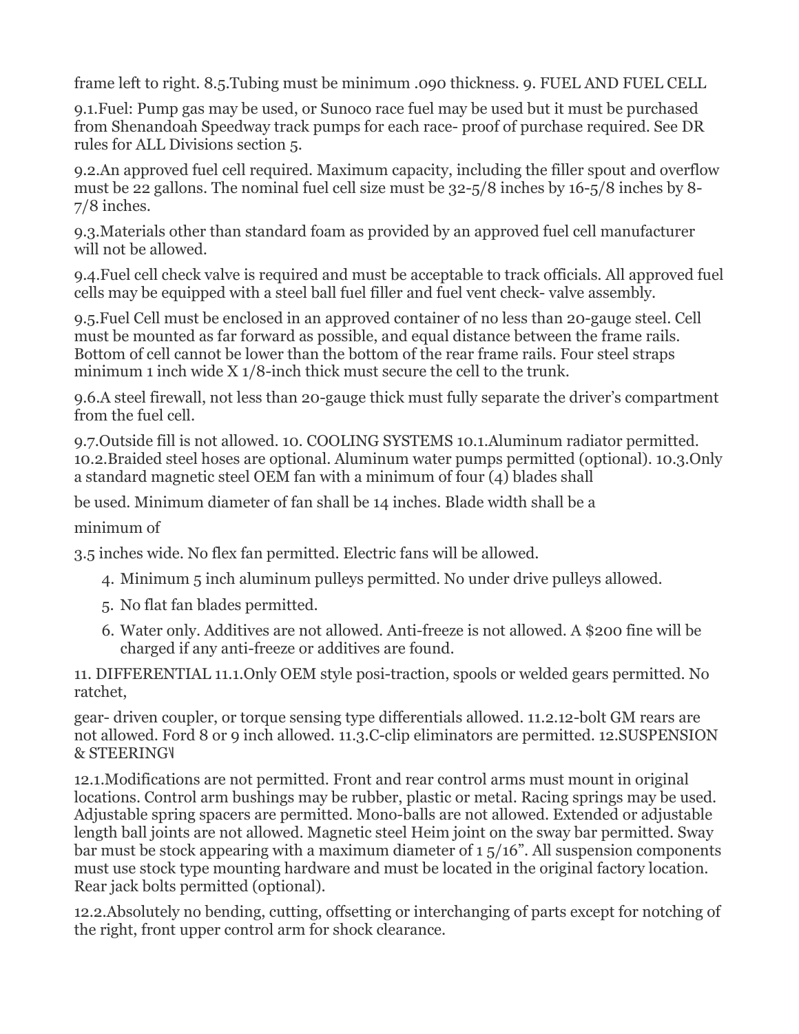frame left to right. 8.5.Tubing must be minimum .090 thickness. 9. FUEL AND FUEL CELL

9.1.Fuel: Pump gas may be used, or Sunoco race fuel may be used but it must be purchased from Shenandoah Speedway track pumps for each race- proof of purchase required. See DR rules for ALL Divisions section 5.

9.2.An approved fuel cell required. Maximum capacity, including the filler spout and overflow must be 22 gallons. The nominal fuel cell size must be 32-5/8 inches by 16-5/8 inches by 8-7/8 inches.

9.3.Materials other than standard foam as provided by an approved fuel cell manufacturer will not be allowed.

9.4.Fuel cell check valve is required and must be acceptable to track officials. All approved fuel cells may be equipped with a steel ball fuel filler and fuel vent check- valve assembly.

9.5.Fuel Cell must be enclosed in an approved container of no less than 20-gauge steel. Cell must be mounted as far forward as possible, and equal distance between the frame rails. Bottom of cell cannot be lower than the bottom of the rear frame rails. Four steel straps minimum 1 inch wide X 1/8-inch thick must secure the cell to the trunk.

9.6.A steel firewall, not less than 20-gauge thick must fully separate the driver's compartment from the fuel cell.

9.7.Outside fill is not allowed. 10. COOLING SYSTEMS 10.1.Aluminum radiator permitted. 10.2.Braided steel hoses are optional. Aluminum water pumps permitted (optional). 10.3.Only a standard magnetic steel OEM fan with a minimum of four (4) blades shall

be used. Minimum diameter of fan shall be 14 inches. Blade width shall be a

minimum of

3.5 inches wide. No flex fan permitted. Electric fans will be allowed.

4. Minimum 5 inch aluminum pulleys permitted. No under drive pulleys allowed.
5. No flat fan blades permitted.
6. Water only. Additives are not allowed. Anti-freeze is not allowed. A $200 fine will be charged if any anti-freeze or additives are found.

11. DIFFERENTIAL 11.1.Only OEM style posi-traction, spools or welded gears permitted. No ratchet,

gear- driven coupler, or torque sensing type differentials allowed. 11.2.12-bolt GM rears are not allowed. Ford 8 or 9 inch allowed. 11.3.C-clip eliminators are permitted. 12.SUSPENSION & STEERING

12.1.Modifications are not permitted. Front and rear control arms must mount in original locations. Control arm bushings may be rubber, plastic or metal. Racing springs may be used. Adjustable spring spacers are permitted. Mono-balls are not allowed. Extended or adjustable length ball joints are not allowed. Magnetic steel Heim joint on the sway bar permitted. Sway bar must be stock appearing with a maximum diameter of 1 5/16". All suspension components must use stock type mounting hardware and must be located in the original factory location. Rear jack bolts permitted (optional).

12.2.Absolutely no bending, cutting, offsetting or interchanging of parts except for notching of the right, front upper control arm for shock clearance.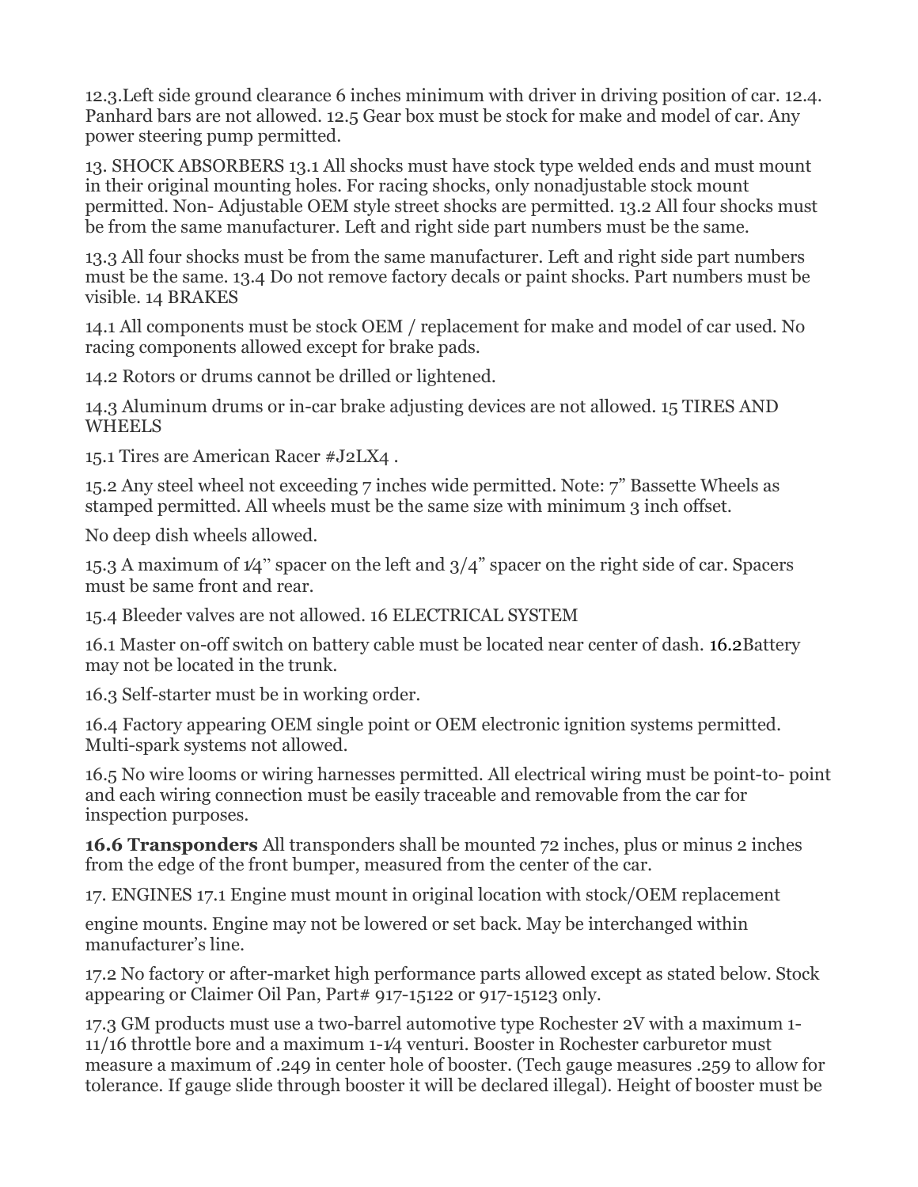12.3.Left side ground clearance 6 inches minimum with driver in driving position of car. 12.4. Panhard bars are not allowed. 12.5 Gear box must be stock for make and model of car. Any power steering pump permitted.

13. SHOCK ABSORBERS 13.1 All shocks must have stock type welded ends and must mount in their original mounting holes. For racing shocks, only nonadjustable stock mount permitted. Non- Adjustable OEM style street shocks are permitted. 13.2 All four shocks must be from the same manufacturer. Left and right side part numbers must be the same.

13.3 All four shocks must be from the same manufacturer. Left and right side part numbers must be the same. 13.4 Do not remove factory decals or paint shocks. Part numbers must be visible. 14 BRAKES

14.1 All components must be stock OEM / replacement for make and model of car used. No racing components allowed except for brake pads.

14.2 Rotors or drums cannot be drilled or lightened.

14.3 Aluminum drums or in-car brake adjusting devices are not allowed. 15 TIRES AND WHEELS

15.1 Tires are American Racer #J2LX4 .

15.2 Any steel wheel not exceeding 7 inches wide permitted. Note: 7" Bassette Wheels as stamped permitted. All wheels must be the same size with minimum 3 inch offset.

No deep dish wheels allowed.

15.3 A maximum of 1⁄4" spacer on the left and 3/4" spacer on the right side of car. Spacers must be same front and rear.

15.4 Bleeder valves are not allowed. 16 ELECTRICAL SYSTEM

16.1 Master on-off switch on battery cable must be located near center of dash. 16.2Battery may not be located in the trunk.

16.3 Self-starter must be in working order.

16.4 Factory appearing OEM single point or OEM electronic ignition systems permitted. Multi-spark systems not allowed.

16.5 No wire looms or wiring harnesses permitted. All electrical wiring must be point-to- point and each wiring connection must be easily traceable and removable from the car for inspection purposes.

**16.6 Transponders** All transponders shall be mounted 72 inches, plus or minus 2 inches from the edge of the front bumper, measured from the center of the car.

17. ENGINES 17.1 Engine must mount in original location with stock/OEM replacement

engine mounts. Engine may not be lowered or set back. May be interchanged within manufacturer's line.

17.2 No factory or after-market high performance parts allowed except as stated below. Stock appearing or Claimer Oil Pan, Part# 917-15122 or 917-15123 only.

17.3 GM products must use a two-barrel automotive type Rochester 2V with a maximum 1-11/16 throttle bore and a maximum 1-1⁄4 venturi. Booster in Rochester carburetor must measure a maximum of .249 in center hole of booster. (Tech gauge measures .259 to allow for tolerance. If gauge slide through booster it will be declared illegal). Height of booster must be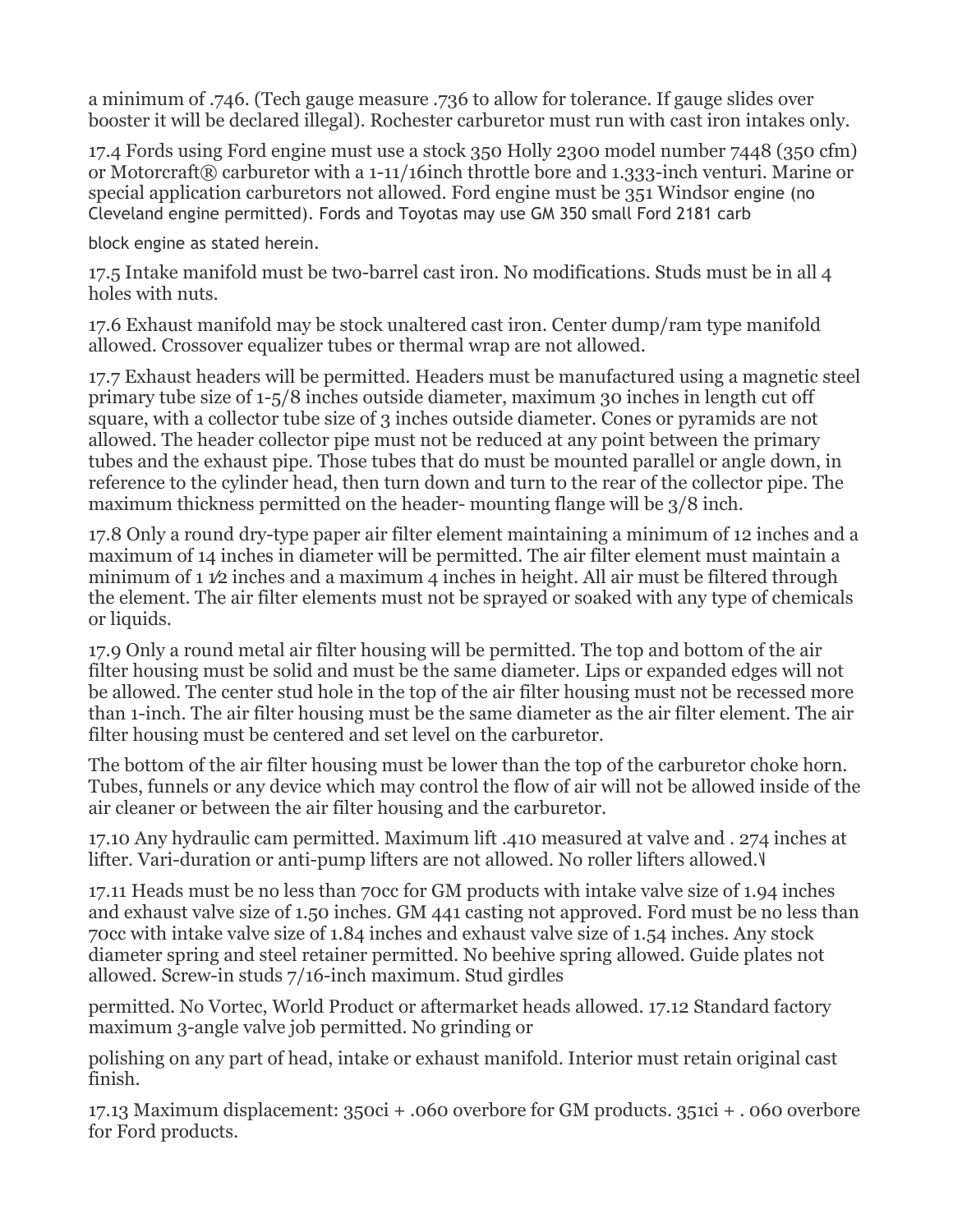a minimum of .746. (Tech gauge measure .736 to allow for tolerance. If gauge slides over booster it will be declared illegal). Rochester carburetor must run with cast iron intakes only.

17.4 Fords using Ford engine must use a stock 350 Holly 2300 model number 7448 (350 cfm) or Motorcraft® carburetor with a 1-11/16inch throttle bore and 1.333-inch venturi. Marine or special application carburetors not allowed. Ford engine must be 351 Windsor engine (no Cleveland engine permitted). Fords and Toyotas may use GM 350 small Ford 2181 carb

block engine as stated herein.

17.5 Intake manifold must be two-barrel cast iron. No modifications. Studs must be in all 4 holes with nuts.

17.6 Exhaust manifold may be stock unaltered cast iron. Center dump/ram type manifold allowed. Crossover equalizer tubes or thermal wrap are not allowed.

17.7 Exhaust headers will be permitted. Headers must be manufactured using a magnetic steel primary tube size of 1-5/8 inches outside diameter, maximum 30 inches in length cut off square, with a collector tube size of 3 inches outside diameter. Cones or pyramids are not allowed. The header collector pipe must not be reduced at any point between the primary tubes and the exhaust pipe. Those tubes that do must be mounted parallel or angle down, in reference to the cylinder head, then turn down and turn to the rear of the collector pipe. The maximum thickness permitted on the header- mounting flange will be 3/8 inch.

17.8 Only a round dry-type paper air filter element maintaining a minimum of 12 inches and a maximum of 14 inches in diameter will be permitted. The air filter element must maintain a minimum of 1 1⁄2 inches and a maximum 4 inches in height. All air must be filtered through the element. The air filter elements must not be sprayed or soaked with any type of chemicals or liquids.

17.9 Only a round metal air filter housing will be permitted. The top and bottom of the air filter housing must be solid and must be the same diameter. Lips or expanded edges will not be allowed. The center stud hole in the top of the air filter housing must not be recessed more than 1-inch. The air filter housing must be the same diameter as the air filter element. The air filter housing must be centered and set level on the carburetor.

The bottom of the air filter housing must be lower than the top of the carburetor choke horn. Tubes, funnels or any device which may control the flow of air will not be allowed inside of the air cleaner or between the air filter housing and the carburetor.

17.10 Any hydraulic cam permitted. Maximum lift .410 measured at valve and . 274 inches at lifter. Vari-duration or anti-pump lifters are not allowed. No roller lifters allowed.\

17.11 Heads must be no less than 70cc for GM products with intake valve size of 1.94 inches and exhaust valve size of 1.50 inches. GM 441 casting not approved. Ford must be no less than 70cc with intake valve size of 1.84 inches and exhaust valve size of 1.54 inches. Any stock diameter spring and steel retainer permitted. No beehive spring allowed. Guide plates not allowed. Screw-in studs 7/16-inch maximum. Stud girdles

permitted. No Vortec, World Product or aftermarket heads allowed. 17.12 Standard factory maximum 3-angle valve job permitted. No grinding or

polishing on any part of head, intake or exhaust manifold. Interior must retain original cast finish.

17.13 Maximum displacement: 350ci + .060 overbore for GM products. 351ci + . 060 overbore for Ford products.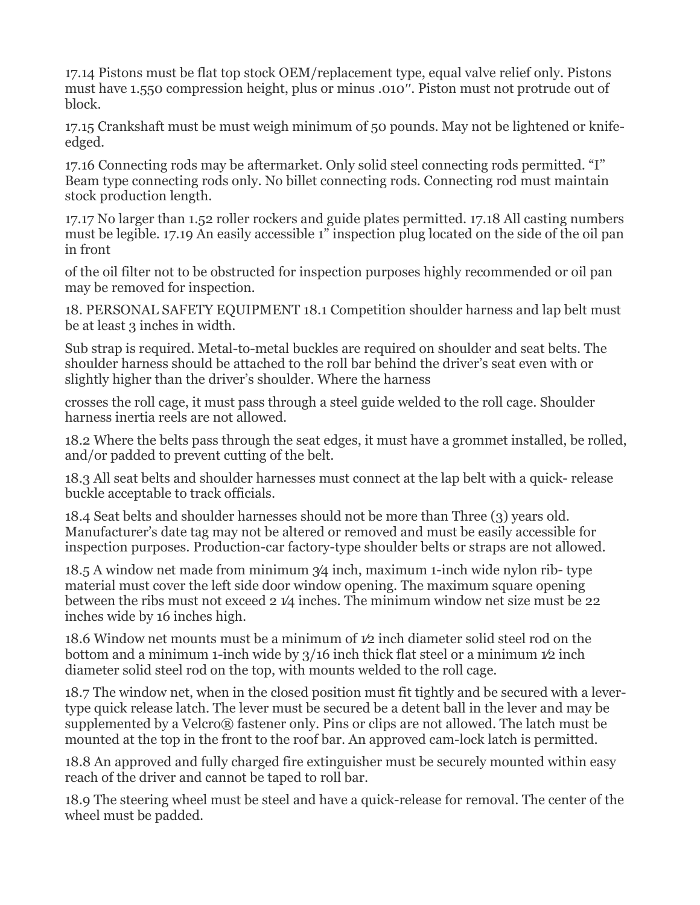17.14 Pistons must be flat top stock OEM/replacement type, equal valve relief only. Pistons must have 1.550 compression height, plus or minus .010″. Piston must not protrude out of block.

17.15 Crankshaft must be must weigh minimum of 50 pounds. May not be lightened or knife-edged.

17.16 Connecting rods may be aftermarket. Only solid steel connecting rods permitted. "I" Beam type connecting rods only. No billet connecting rods. Connecting rod must maintain stock production length.

17.17 No larger than 1.52 roller rockers and guide plates permitted. 17.18 All casting numbers must be legible. 17.19 An easily accessible 1" inspection plug located on the side of the oil pan in front

of the oil filter not to be obstructed for inspection purposes highly recommended or oil pan may be removed for inspection.

18. PERSONAL SAFETY EQUIPMENT 18.1 Competition shoulder harness and lap belt must be at least 3 inches in width.

Sub strap is required. Metal-to-metal buckles are required on shoulder and seat belts. The shoulder harness should be attached to the roll bar behind the driver's seat even with or slightly higher than the driver's shoulder. Where the harness

crosses the roll cage, it must pass through a steel guide welded to the roll cage. Shoulder harness inertia reels are not allowed.

18.2 Where the belts pass through the seat edges, it must have a grommet installed, be rolled, and/or padded to prevent cutting of the belt.

18.3 All seat belts and shoulder harnesses must connect at the lap belt with a quick- release buckle acceptable to track officials.

18.4 Seat belts and shoulder harnesses should not be more than Three (3) years old. Manufacturer's date tag may not be altered or removed and must be easily accessible for inspection purposes. Production-car factory-type shoulder belts or straps are not allowed.

18.5 A window net made from minimum 3⁄4 inch, maximum 1-inch wide nylon rib- type material must cover the left side door window opening. The maximum square opening between the ribs must not exceed 2 1⁄4 inches. The minimum window net size must be 22 inches wide by 16 inches high.

18.6 Window net mounts must be a minimum of 1⁄2 inch diameter solid steel rod on the bottom and a minimum 1-inch wide by 3/16 inch thick flat steel or a minimum 1⁄2 inch diameter solid steel rod on the top, with mounts welded to the roll cage.

18.7 The window net, when in the closed position must fit tightly and be secured with a lever-type quick release latch. The lever must be secured be a detent ball in the lever and may be supplemented by a Velcro® fastener only. Pins or clips are not allowed. The latch must be mounted at the top in the front to the roof bar. An approved cam-lock latch is permitted.

18.8 An approved and fully charged fire extinguisher must be securely mounted within easy reach of the driver and cannot be taped to roll bar.

18.9 The steering wheel must be steel and have a quick-release for removal. The center of the wheel must be padded.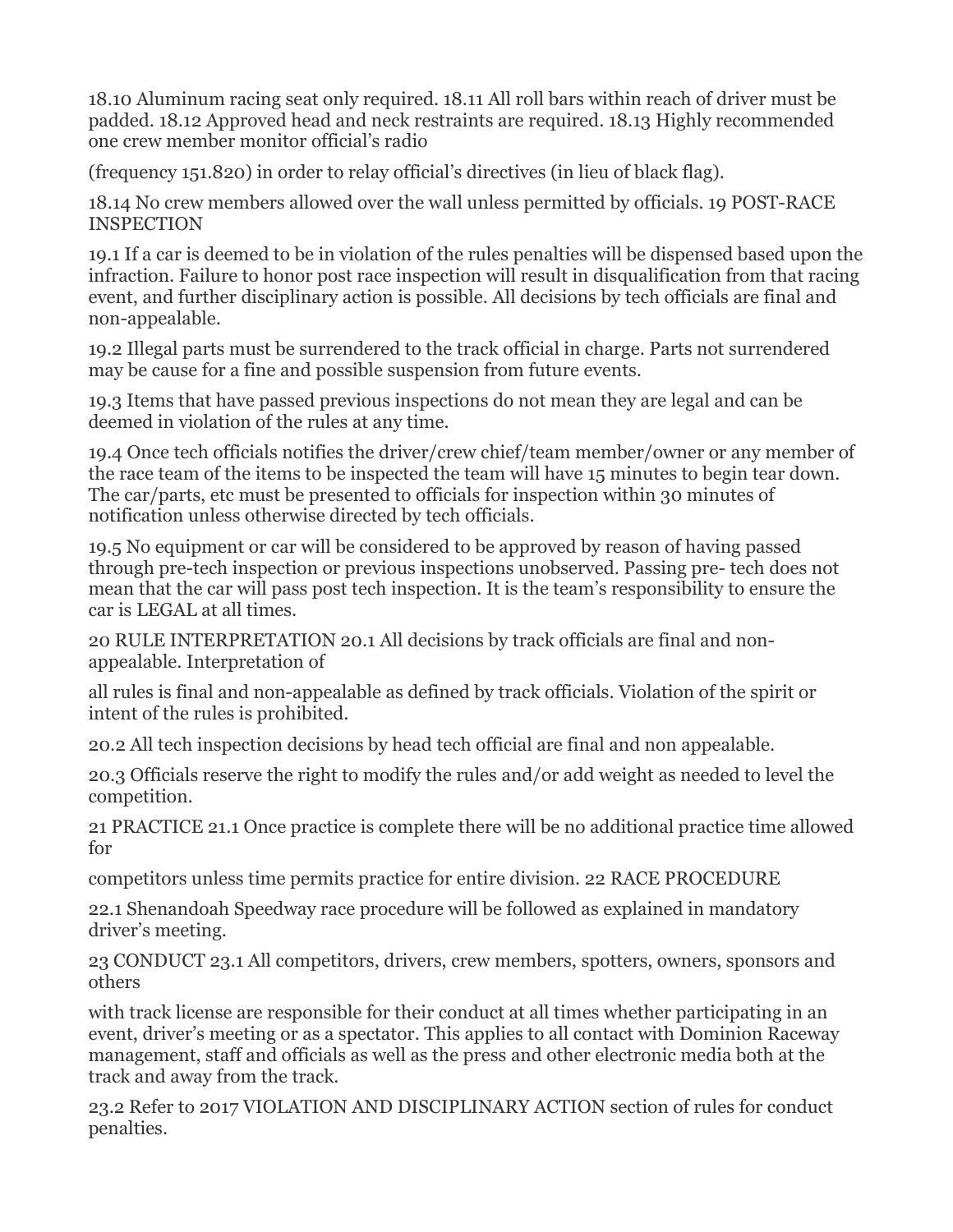18.10 Aluminum racing seat only required. 18.11 All roll bars within reach of driver must be padded. 18.12 Approved head and neck restraints are required. 18.13 Highly recommended one crew member monitor official's radio

(frequency 151.820) in order to relay official's directives (in lieu of black flag).

18.14 No crew members allowed over the wall unless permitted by officials. 19 POST-RACE INSPECTION

19.1 If a car is deemed to be in violation of the rules penalties will be dispensed based upon the infraction. Failure to honor post race inspection will result in disqualification from that racing event, and further disciplinary action is possible. All decisions by tech officials are final and non-appealable.

19.2 Illegal parts must be surrendered to the track official in charge. Parts not surrendered may be cause for a fine and possible suspension from future events.

19.3 Items that have passed previous inspections do not mean they are legal and can be deemed in violation of the rules at any time.

19.4 Once tech officials notifies the driver/crew chief/team member/owner or any member of the race team of the items to be inspected the team will have 15 minutes to begin tear down. The car/parts, etc must be presented to officials for inspection within 30 minutes of notification unless otherwise directed by tech officials.

19.5 No equipment or car will be considered to be approved by reason of having passed through pre-tech inspection or previous inspections unobserved. Passing pre- tech does not mean that the car will pass post tech inspection. It is the team's responsibility to ensure the car is LEGAL at all times.

20 RULE INTERPRETATION 20.1 All decisions by track officials are final and non-appealable. Interpretation of

all rules is final and non-appealable as defined by track officials. Violation of the spirit or intent of the rules is prohibited.

20.2 All tech inspection decisions by head tech official are final and non appealable.

20.3 Officials reserve the right to modify the rules and/or add weight as needed to level the competition.

21 PRACTICE 21.1 Once practice is complete there will be no additional practice time allowed for

competitors unless time permits practice for entire division. 22 RACE PROCEDURE

22.1 Shenandoah Speedway race procedure will be followed as explained in mandatory driver's meeting.

23 CONDUCT 23.1 All competitors, drivers, crew members, spotters, owners, sponsors and others

with track license are responsible for their conduct at all times whether participating in an event, driver's meeting or as a spectator. This applies to all contact with Dominion Raceway management, staff and officials as well as the press and other electronic media both at the track and away from the track.

23.2 Refer to 2017 VIOLATION AND DISCIPLINARY ACTION section of rules for conduct penalties.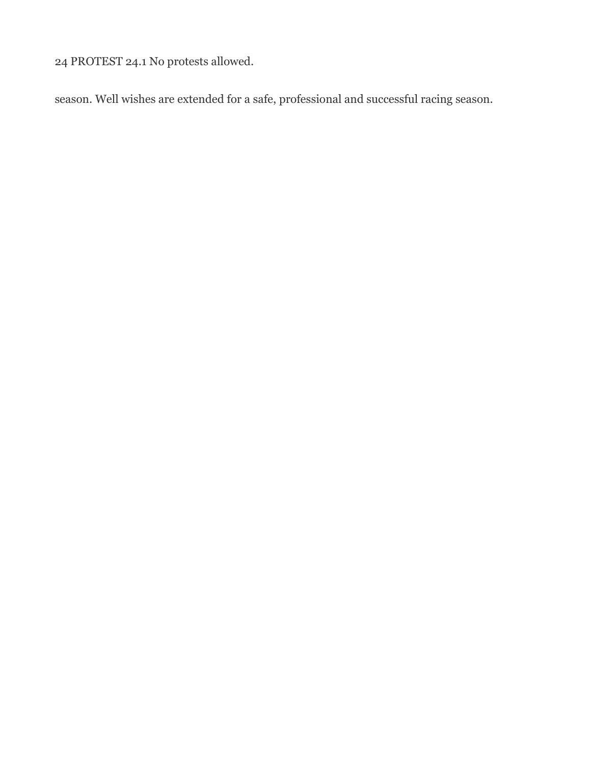24 PROTEST 24.1 No protests allowed.

season. Well wishes are extended for a safe, professional and successful racing season.